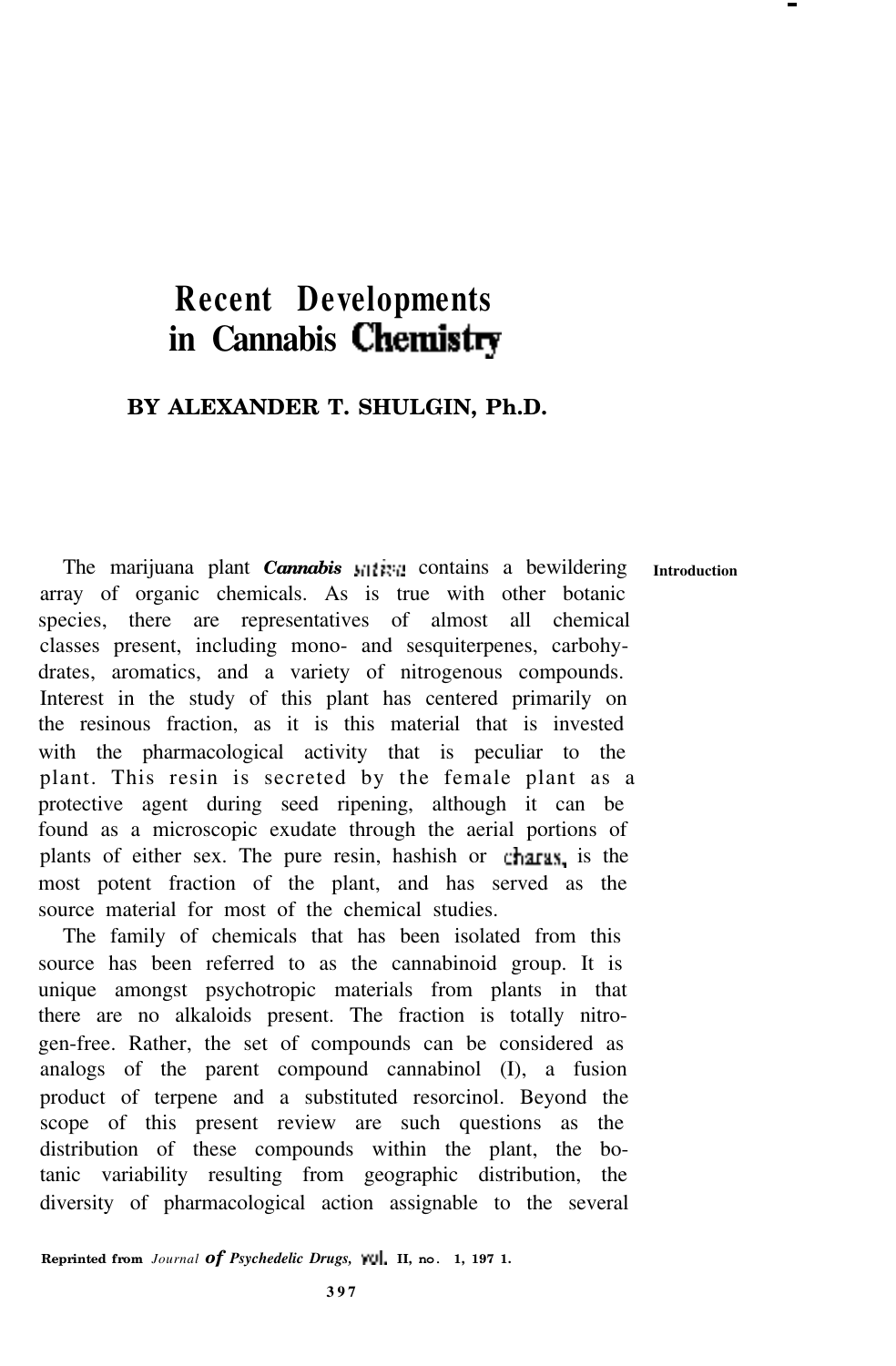# Recent Developments in Cannabis Chemistry

**BY ALEXANDER T. SHULGIN, Ph.D.**

## Introduction

The marijuana plant ***Cannabis sativa*** contains a bewildering array of organic chemicals. As is true with other botanic species, there are representatives of almost all chemical classes present, including mono- and sesquiterpenes, carbohydrates, aromatics, and a variety of nitrogenous compounds. Interest in the study of this plant has centered primarily on the resinous fraction, as it is this material that is invested with the pharmacological activity that is peculiar to the plant. This resin is secreted by the female plant as a protective agent during seed ripening, although it can be found as a microscopic exudate through the aerial portions of plants of either sex. The pure resin, hashish or charas, is the most potent fraction of the plant, and has served as the source material for most of the chemical studies.

The family of chemicals that has been isolated from this source has been referred to as the cannabinoid group. It is unique amongst psychotropic materials from plants in that there are no alkaloids present. The fraction is totally nitrogen-free. Rather, the set of compounds can be considered as analogs of the parent compound cannabinol (I), a fusion product of terpene and a substituted resorcinol. Beyond the scope of this present review are such questions as the distribution of these compounds within the plant, the botanic variability resulting from geographic distribution, the diversity of pharmacological action assignable to the several

Reprinted from *Journal of Psychedelic Drugs,* vol. II, no. 1, 1971.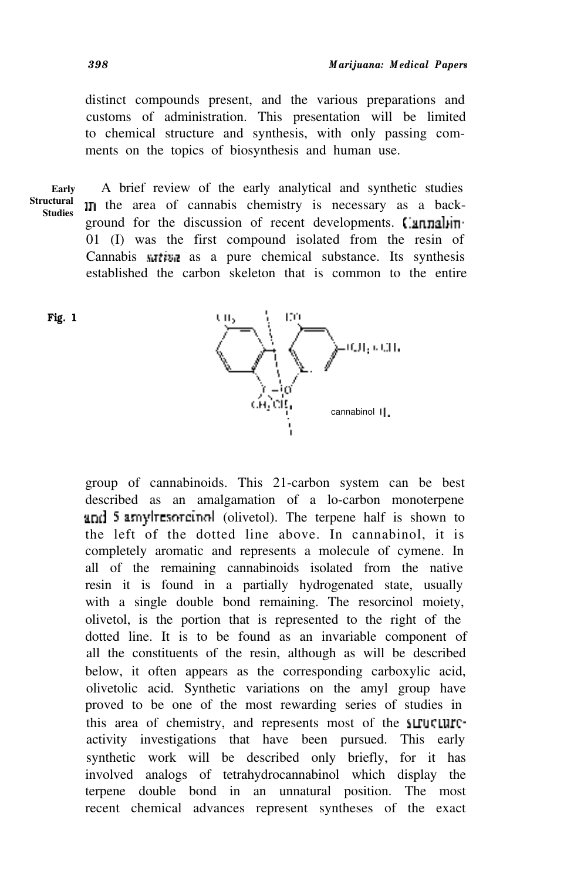distinct compounds present, and the various preparations and customs of administration. This presentation will be limited to chemical structure and synthesis, with only passing comments on the topics of biosynthesis and human use.

**Early Structural Studies**

A brief review of the early analytical and synthetic studies in the area of cannabis chemistry is necessary as a background for the discussion of recent developments. Cannabinol (I) was the first compound isolated from the resin of Cannabis sativa as a pure chemical substance. Its synthesis established the carbon skeleton that is common to the entire

**Fig. 1**

cannabinol I.

group of cannabinoids. This 21-carbon system can be best described as an amalgamation of a 10-carbon monoterpene and 5 amylresorcinol (olivetol). The terpene half is shown to the left of the dotted line above. In cannabinol, it is completely aromatic and represents a molecule of cymene. In all of the remaining cannabinoids isolated from the native resin it is found in a partially hydrogenated state, usually with a single double bond remaining. The resorcinol moiety, olivetol, is the portion that is represented to the right of the dotted line. It is to be found as an invariable component of all the constituents of the resin, although as will be described below, it often appears as the corresponding carboxylic acid, olivetolic acid. Synthetic variations on the amyl group have proved to be one of the most rewarding series of studies in this area of chemistry, and represents most of the structure-activity investigations that have been pursued. This early synthetic work will be described only briefly, for it has involved analogs of tetrahydrocannabinol which display the terpene double bond in an unnatural position. The most recent chemical advances represent syntheses of the exact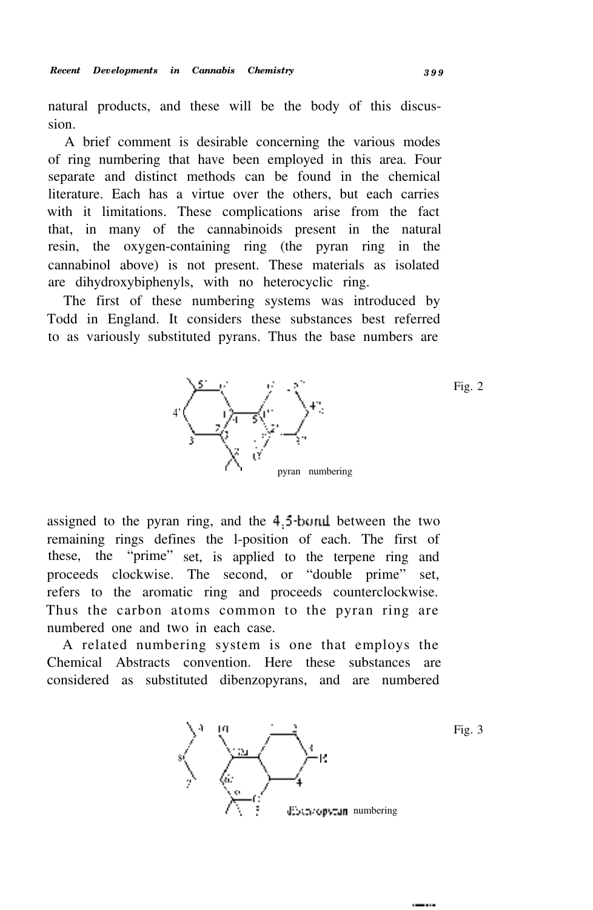natural products, and these will be the body of this discussion.

A brief comment is desirable concerning the various modes of ring numbering that have been employed in this area. Four separate and distinct methods can be found in the chemical literature. Each has a virtue over the others, but each carries with it limitations. These complications arise from the fact that, in many of the cannabinoids present in the natural resin, the oxygen-containing ring (the pyran ring in the cannabinol above) is not present. These materials as isolated are dihydroxybiphenyls, with no heterocyclic ring.

The first of these numbering systems was introduced by Todd in England. It considers these substances best referred to as variously substituted pyrans. Thus the base numbers are

Fig. 2

pyran numbering

assigned to the pyran ring, and the 4,5-bond between the two remaining rings defines the l-position of each. The first of these, the "prime" set, is applied to the terpene ring and proceeds clockwise. The second, or "double prime" set, refers to the aromatic ring and proceeds counterclockwise. Thus the carbon atoms common to the pyran ring are numbered one and two in each case.

A related numbering system is one that employs the Chemical Abstracts convention. Here these substances are considered as substituted dibenzopyrans, and are numbered

Fig. 3

dibenzopyran numbering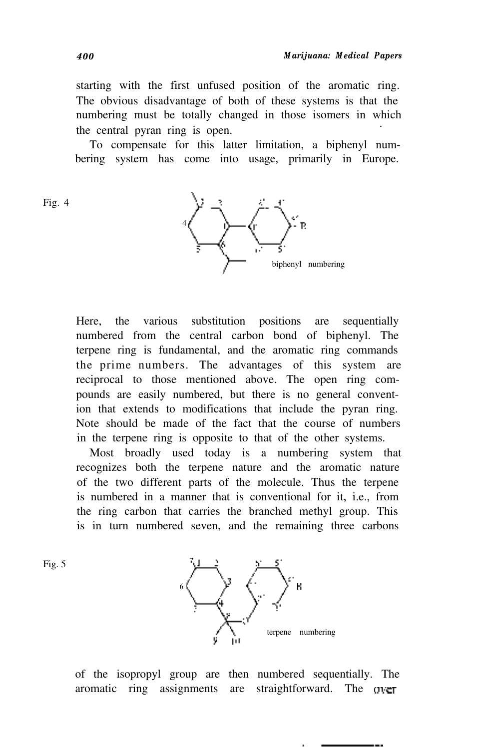starting with the first unfused position of the aromatic ring. The obvious disadvantage of both of these systems is that the numbering must be totally changed in those isomers in which the central pyran ring is open.

To compensate for this latter limitation, a biphenyl numbering system has come into usage, primarily in Europe.

Fig. 4

biphenyl numbering

Here, the various substitution positions are sequentially numbered from the central carbon bond of biphenyl. The terpene ring is fundamental, and the aromatic ring commands the prime numbers. The advantages of this system are reciprocal to those mentioned above. The open ring compounds are easily numbered, but there is no general convention that extends to modifications that include the pyran ring. Note should be made of the fact that the course of numbers in the terpene ring is opposite to that of the other systems.

Most broadly used today is a numbering system that recognizes both the terpene nature and the aromatic nature of the two different parts of the molecule. Thus the terpene is numbered in a manner that is conventional for it, i.e., from the ring carbon that carries the branched methyl group. This is in turn numbered seven, and the remaining three carbons

Fig. 5

terpene numbering

of the isopropyl group are then numbered sequentially. The aromatic ring assignments are straightforward. The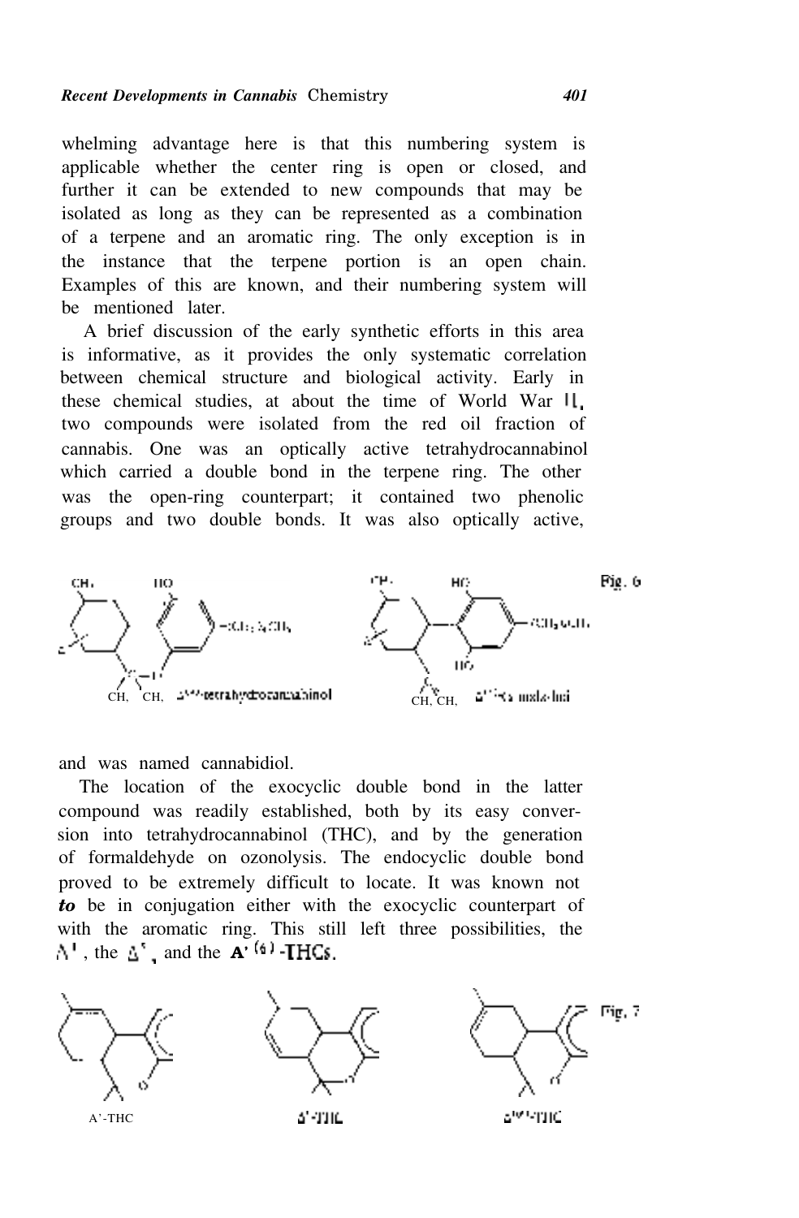whelming advantage here is that this numbering system is applicable whether the center ring is open or closed, and further it can be extended to new compounds that may be isolated as long as they can be represented as a combination of a terpene and an aromatic ring. The only exception is in the instance that the terpene portion is an open chain. Examples of this are known, and their numbering system will be mentioned later.

A brief discussion of the early synthetic efforts in this area is informative, as it provides the only systematic correlation between chemical structure and biological activity. Early in these chemical studies, at about the time of World War II, two compounds were isolated from the red oil fraction of cannabis. One was an optically active tetrahydrocannabinol which carried a double bond in the terpene ring. The other was the open-ring counterpart; it contained two phenolic groups and two double bonds. It was also optically active,

Fig. 6

$\Delta^{1(6)}$-tetrahydrocannabinol

$\Delta^{1(6)}$-cannabidiol

and was named cannabidiol.

The location of the exocyclic double bond in the latter compound was readily established, both by its easy conversion into tetrahydrocannabinol (THC), and by the generation of formaldehyde on ozonolysis. The endocyclic double bond proved to be extremely difficult to locate. It was known not *to* be in conjugation either with the exocyclic counterpart or with the aromatic ring. This still left three possibilities, the $\Delta^1$, the $\Delta^5$, and the $\Delta^{1(6)}$-THCs.

Fig. 7

$\Delta^1$-THC

$\Delta^5$-THC

$\Delta^{1(6)}$-THC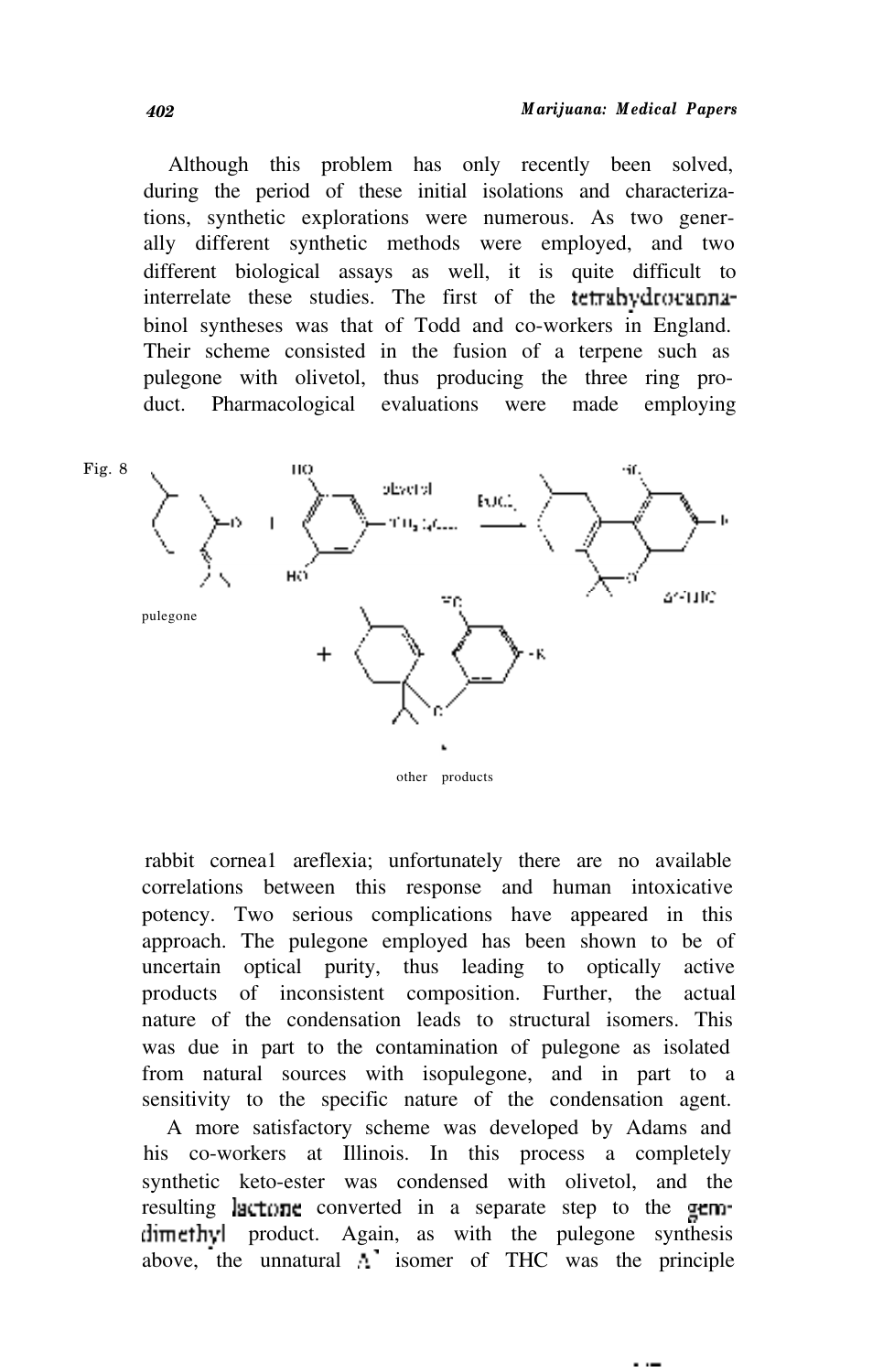Although this problem has only recently been solved, during the period of these initial isolations and characterizations, synthetic explorations were numerous. As two generally different synthetic methods were employed, and two different biological assays as well, it is quite difficult to interrelate these studies. The first of the tetrahydrocannabinol syntheses was that of Todd and co-workers in England. Their scheme consisted in the fusion of a terpene such as pulegone with olivetol, thus producing the three ring product. Pharmacological evaluations were made employing

Fig. 8

pulegone

olivetol

$POCl_3$

$\Delta^{3}$-THC

other products

rabbit corneal areflexia; unfortunately there are no available correlations between this response and human intoxicative potency. Two serious complications have appeared in this approach. The pulegone employed has been shown to be of uncertain optical purity, thus leading to optically active products of inconsistent composition. Further, the actual nature of the condensation leads to structural isomers. This was due in part to the contamination of pulegone as isolated from natural sources with isopulegone, and in part to a sensitivity to the specific nature of the condensation agent.

A more satisfactory scheme was developed by Adams and his co-workers at Illinois. In this process a completely synthetic keto-ester was condensed with olivetol, and the resulting lactone converted in a separate step to the gem-dimethyl product. Again, as with the pulegone synthesis above, the unnatural $\Delta^{3}$ isomer of THC was the principle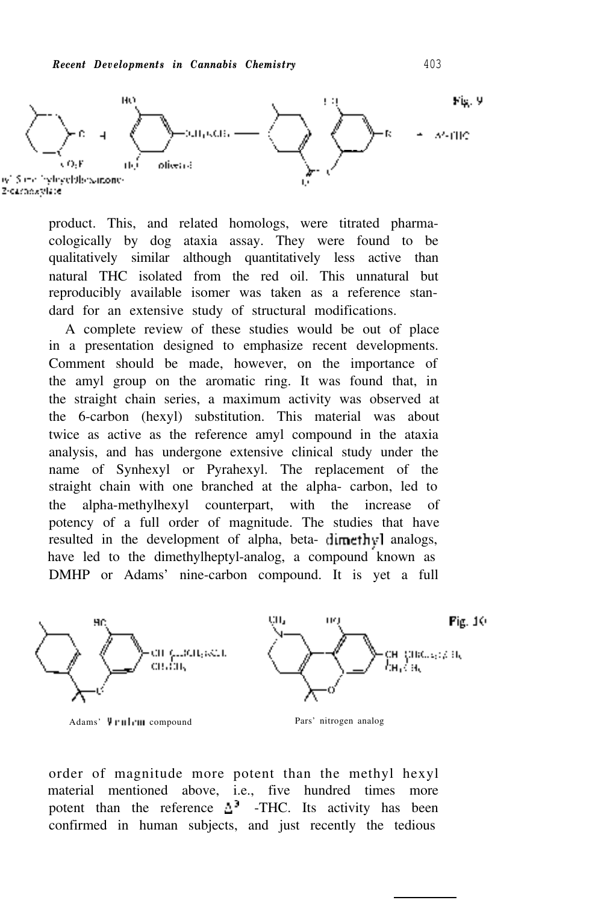Fig. 9

Ethyl 5-methylcyclohexanone-2-carboxylate + olivetol → $\Delta^3$-THC

product. This, and related homologs, were titrated pharmacologically by dog ataxia assay. They were found to be qualitatively similar although quantitatively less active than natural THC isolated from the red oil. This unnatural but reproducibly available isomer was taken as a reference standard for an extensive study of structural modifications.

A complete review of these studies would be out of place in a presentation designed to emphasize recent developments. Comment should be made, however, on the importance of the amyl group on the aromatic ring. It was found that, in the straight chain series, a maximum activity was observed at the 6-carbon (hexyl) substitution. This material was about twice as active as the reference amyl compound in the ataxia analysis, and has undergone extensive clinical study under the name of Synhexyl or Pyrahexyl. The replacement of the straight chain with one branched at the alpha- carbon, led to the alpha-methylhexyl counterpart, with the increase of potency of a full order of magnitude. The studies that have resulted in the development of alpha, beta- dimethyl analogs, have led to the dimethylheptyl-analog, a compound known as DMHP or Adams' nine-carbon compound. It is yet a full

Fig. 10

Adams' 9-carbon compound

Pars' nitrogen analog

order of magnitude more potent than the methyl hexyl material mentioned above, i.e., five hundred times more potent than the reference $\Delta^3$ -THC. Its activity has been confirmed in human subjects, and just recently the tedious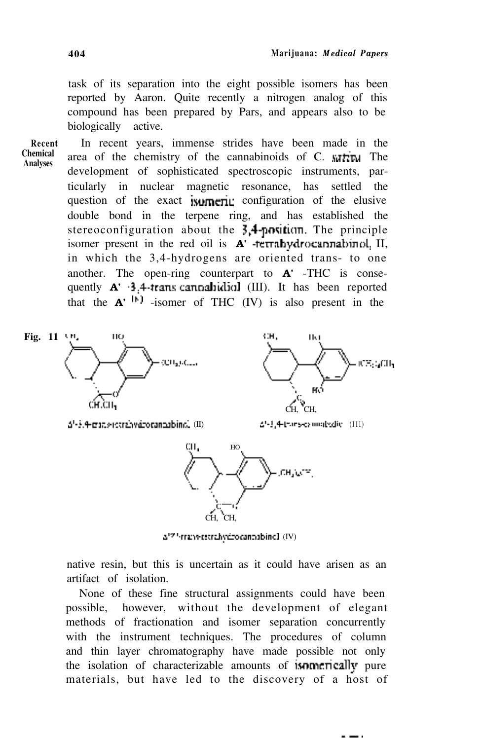task of its separation into the eight possible isomers has been reported by Aaron. Quite recently a nitrogen analog of this compound has been prepared by Pars, and appears also to be biologically active.

**Recent Chemical Analyses**

In recent years, immense strides have been made in the area of the chemistry of the cannabinoids of C. *sativa*. The development of sophisticated spectroscopic instruments, particularly in nuclear magnetic resonance, has settled the question of the exact isomeric configuration of the elusive double bond in the terpene ring, and has established the stereoconfiguration about the 3,4-position. The principle isomer present in the red oil is **Δ'** -tetrahydrocannabinol, II, in which the 3,4-hydrogens are oriented trans- to one another. The open-ring counterpart to **Δ'** -THC is consequently **Δ'** -3,4-trans cannabidiol (III). It has been reported that the **Δ'** $^{(6)}$ -isomer of THC (IV) is also present in the native resin, but this is uncertain as it could have arisen as an artifact of isolation.

Fig. 11

Δ'-3,4-trans-tetrahydrocannabinol (II)

Δ'-3,4-trans-cannabidiol (III)

Δ'(6)-trans-tetrahydrocannabinol (IV)

None of these fine structural assignments could have been possible, however, without the development of elegant methods of fractionation and isomer separation concurrently with the instrument techniques. The procedures of column and thin layer chromatography have made possible not only the isolation of characterizable amounts of isomerically pure materials, but have led to the discovery of a host of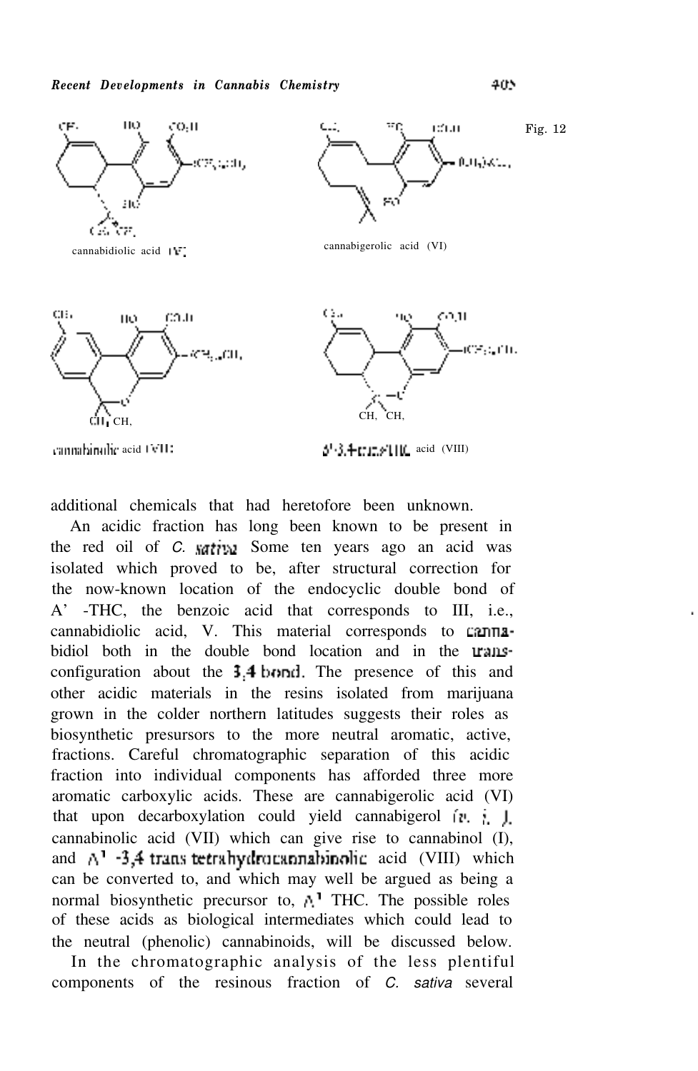Fig. 12

cannabidiolic acid (V)

cannabigerolic acid (VI)

cannabinolic acid (VII)

Δ[1]-3,4-trans-THC acid (VIII)

additional chemicals that had heretofore been unknown.

An acidic fraction has long been known to be present in the red oil of *C. sativa*. Some ten years ago an acid was isolated which proved to be, after structural correction for the now-known location of the endocyclic double bond of Δ[1]-THC, the benzoic acid that corresponds to III, i.e., cannabidiolic acid, V. This material corresponds to cannabidiol both in the double bond location and in the trans-configuration about the 3,4 bond. The presence of this and other acidic materials in the resins isolated from marijuana grown in the colder northern latitudes suggests their roles as biosynthetic presursors to the more neutral aromatic, active, fractions. Careful chromatographic separation of this acidic fraction into individual components has afforded three more aromatic carboxylic acids. These are cannabigerolic acid (VI) that upon decarboxylation could yield cannabigerol (v. i. ), cannabinolic acid (VII) which can give rise to cannabinol (I), and Δ[1]-3,4 trans tetrahydrocannabinolic acid (VIII) which can be converted to, and which may well be argued as being a normal biosynthetic precursor to, Δ[1] THC. The possible roles of these acids as biological intermediates which could lead to the neutral (phenolic) cannabinoids, will be discussed below.

In the chromatographic analysis of the less plentiful components of the resinous fraction of *C. sativa* several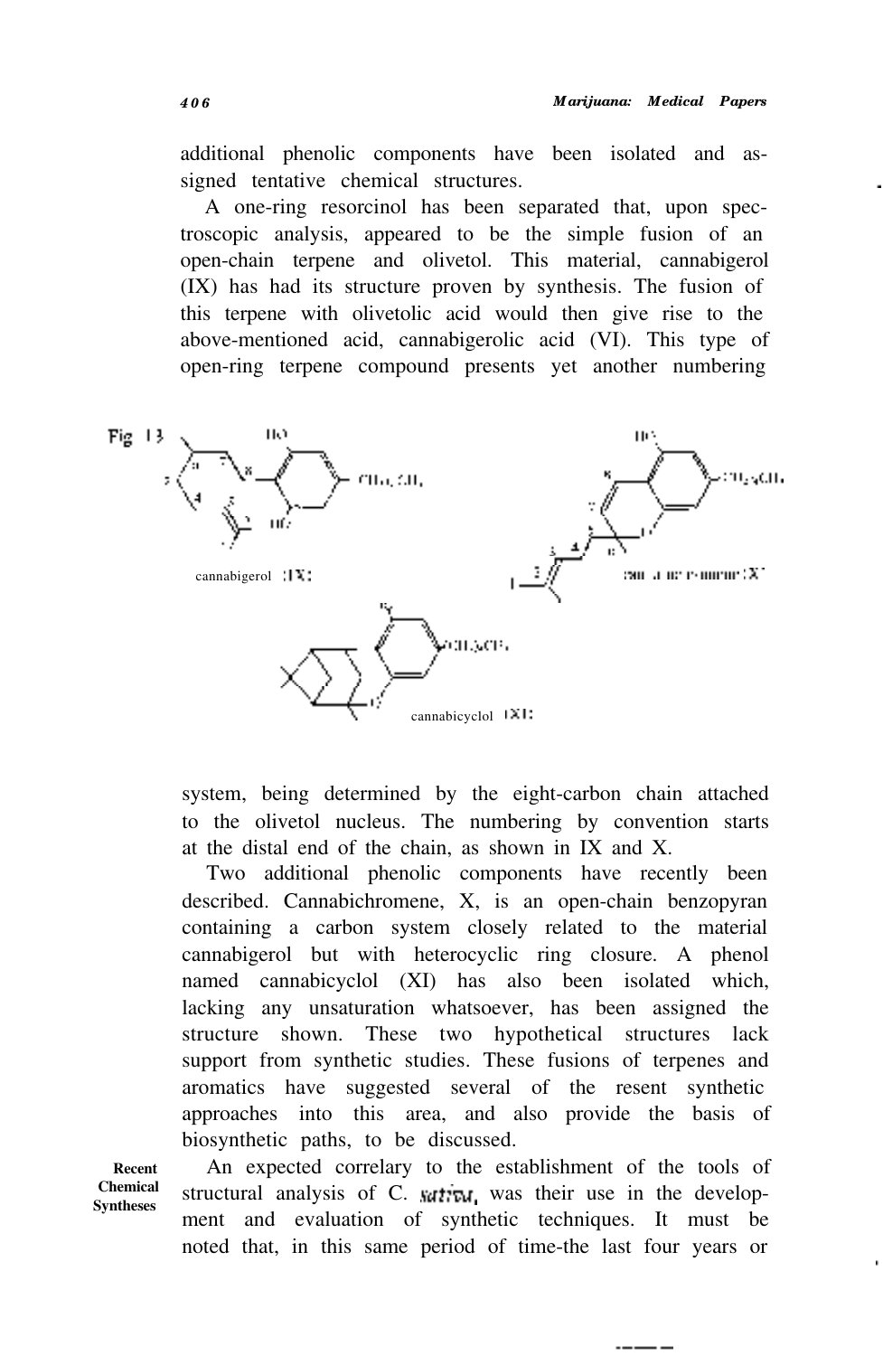additional phenolic components have been isolated and assigned tentative chemical structures.

A one-ring resorcinol has been separated that, upon spectroscopic analysis, appeared to be the simple fusion of an open-chain terpene and olivetol. This material, cannabigerol (IX) has had its structure proven by synthesis. The fusion of this terpene with olivetolic acid would then give rise to the above-mentioned acid, cannabigerolic acid (VI). This type of open-ring terpene compound presents yet another numbering

Fig 13

cannabigerol (IX)

cannabichromene (X)

cannabicyclol (XI)

system, being determined by the eight-carbon chain attached to the olivetol nucleus. The numbering by convention starts at the distal end of the chain, as shown in IX and X.

Two additional phenolic components have recently been described. Cannabichromene, X, is an open-chain benzopyran containing a carbon system closely related to the material cannabigerol but with heterocyclic ring closure. A phenol named cannabicyclol (XI) has also been isolated which, lacking any unsaturation whatsoever, has been assigned the structure shown. These two hypothetical structures lack support from synthetic studies. These fusions of terpenes and aromatics have suggested several of the resent synthetic approaches into this area, and also provide the basis of biosynthetic paths, to be discussed.

**Recent Chemical Syntheses**

An expected correlary to the establishment of the tools of structural analysis of C. *sativa*, was their use in the development and evaluation of synthetic techniques. It must be noted that, in this same period of time-the last four years or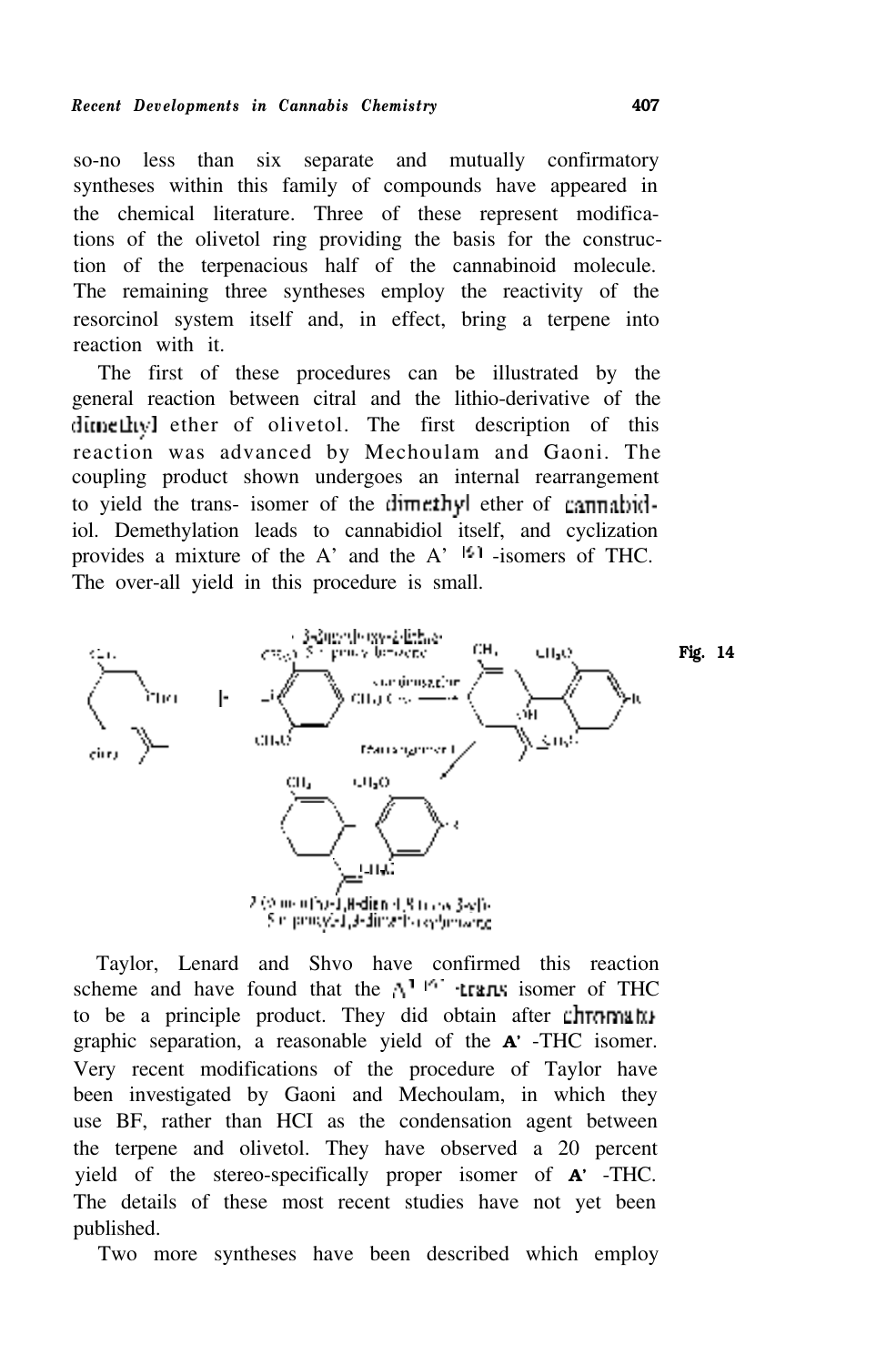so-no less than six separate and mutually confirmatory syntheses within this family of compounds have appeared in the chemical literature. Three of these represent modifications of the olivetol ring providing the basis for the construction of the terpenacious half of the cannabinoid molecule. The remaining three syntheses employ the reactivity of the resorcinol system itself and, in effect, bring a terpene into reaction with it.

The first of these procedures can be illustrated by the general reaction between citral and the lithio-derivative of the dimethyl ether of olivetol. The first description of this reaction was advanced by Mechoulam and Gaoni. The coupling product shown undergoes an internal rearrangement to yield the trans- isomer of the dimethyl ether of cannabidiol. Demethylation leads to cannabidiol itself, and cyclization provides a mixture of the Δ' and the Δ' [6] -isomers of THC. The over-all yield in this procedure is small.

Fig. 14

Taylor, Lenard and Shvo have confirmed this reaction scheme and have found that the $\Delta^{1(6)}$-trans isomer of THC to be a principle product. They did obtain after chromatographic separation, a reasonable yield of the **Δ'** -THC isomer. Very recent modifications of the procedure of Taylor have been investigated by Gaoni and Mechoulam, in which they use BF, rather than HCl as the condensation agent between the terpene and olivetol. They have observed a 20 percent yield of the stereo-specifically proper isomer of **Δ'** -THC. The details of these most recent studies have not yet been published.

Two more syntheses have been described which employ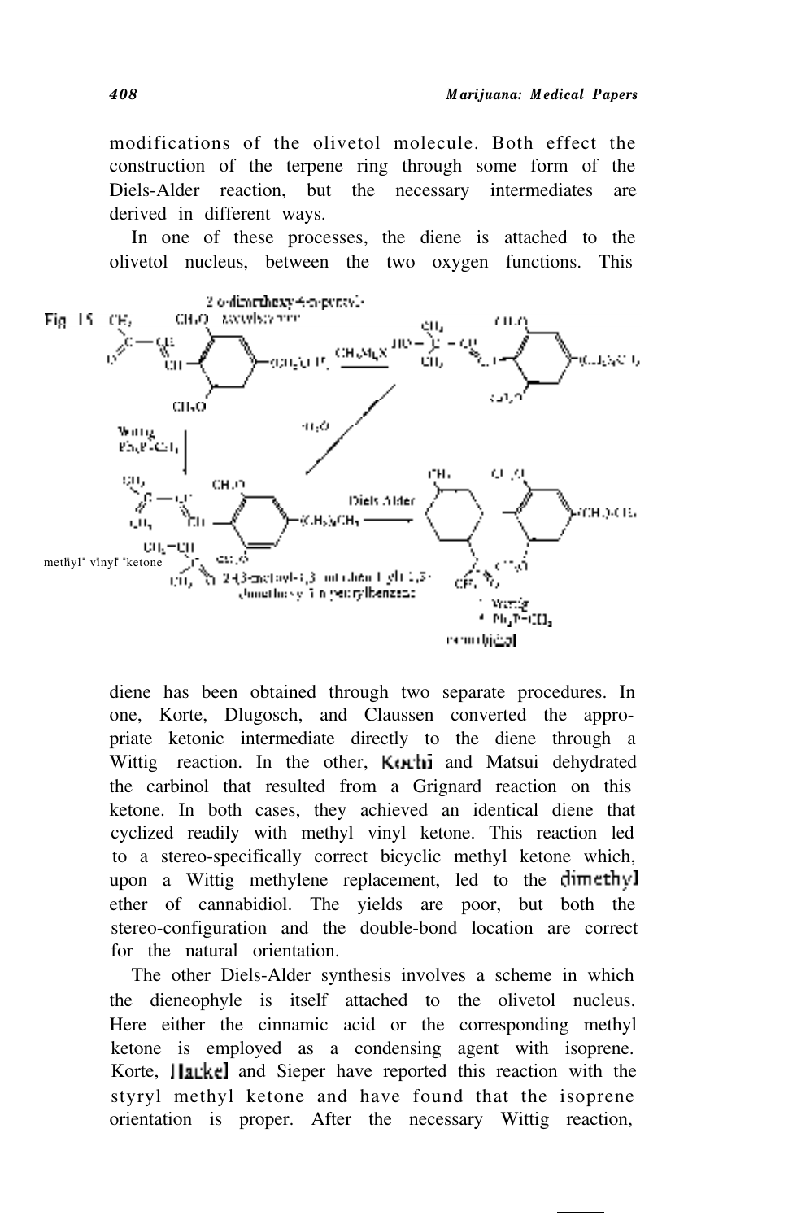modifications of the olivetol molecule. Both effect the construction of the terpene ring through some form of the Diels-Alder reaction, but the necessary intermediates are derived in different ways.

In one of these processes, the diene is attached to the olivetol nucleus, between the two oxygen functions. This

Fig. 15

diene has been obtained through two separate procedures. In one, Korte, Dlugosch, and Claussen converted the appropriate ketonic intermediate directly to the diene through a Wittig reaction. In the other, Kochi and Matsui dehydrated the carbinol that resulted from a Grignard reaction on this ketone. In both cases, they achieved an identical diene that cyclized readily with methyl vinyl ketone. This reaction led to a stereo-specifically correct bicyclic methyl ketone which, upon a Wittig methylene replacement, led to the dimethyl ether of cannabidiol. The yields are poor, but both the stereo-configuration and the double-bond location are correct for the natural orientation.

The other Diels-Alder synthesis involves a scheme in which the dieneophyle is itself attached to the olivetol nucleus. Here either the cinnamic acid or the corresponding methyl ketone is employed as a condensing agent with isoprene. Korte, Hackel and Sieper have reported this reaction with the styryl methyl ketone and have found that the isoprene orientation is proper. After the necessary Wittig reaction,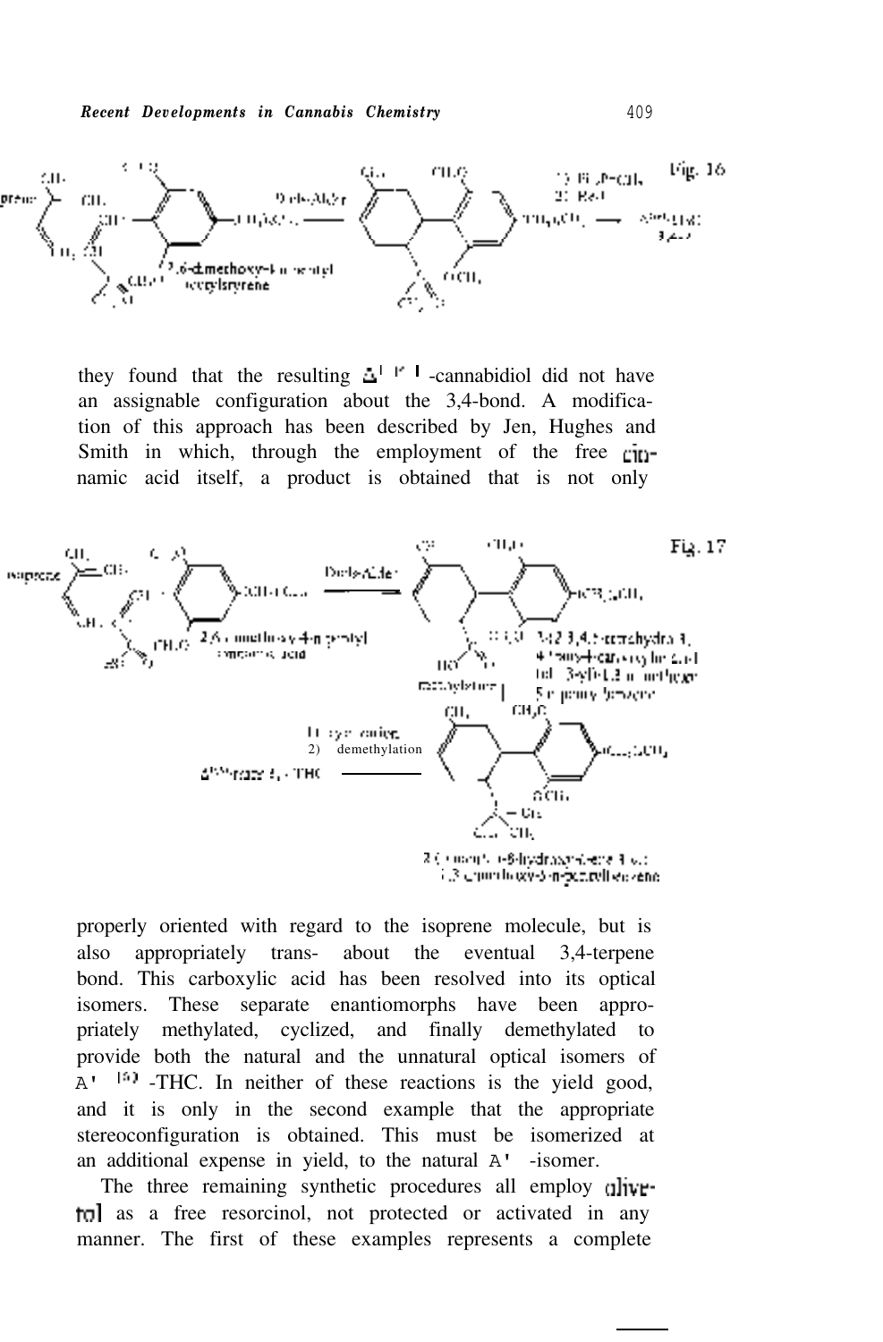they found that the resulting $\Delta^{1(6)}$-cannabidiol did not have an assignable configuration about the 3,4-bond. A modification of this approach has been described by Jen, Hughes and Smith in which, through the employment of the free cinnamic acid itself, a product is obtained that is not only

properly oriented with regard to the isoprene molecule, but is also appropriately trans- about the eventual 3,4-terpene bond. This carboxylic acid has been resolved into its optical isomers. These separate enantiomorphs have been appropriately methylated, cyclized, and finally demethylated to provide both the natural and the unnatural optical isomers of $\Delta^{1(6)}$-THC. In neither of these reactions is the yield good, and it is only in the second example that the appropriate stereoconfiguration is obtained. This must be isomerized at an additional expense in yield, to the natural $\Delta^{1}$-isomer.

The three remaining synthetic procedures all employ olivetol as a free resorcinol, not protected or activated in any manner. The first of these examples represents a complete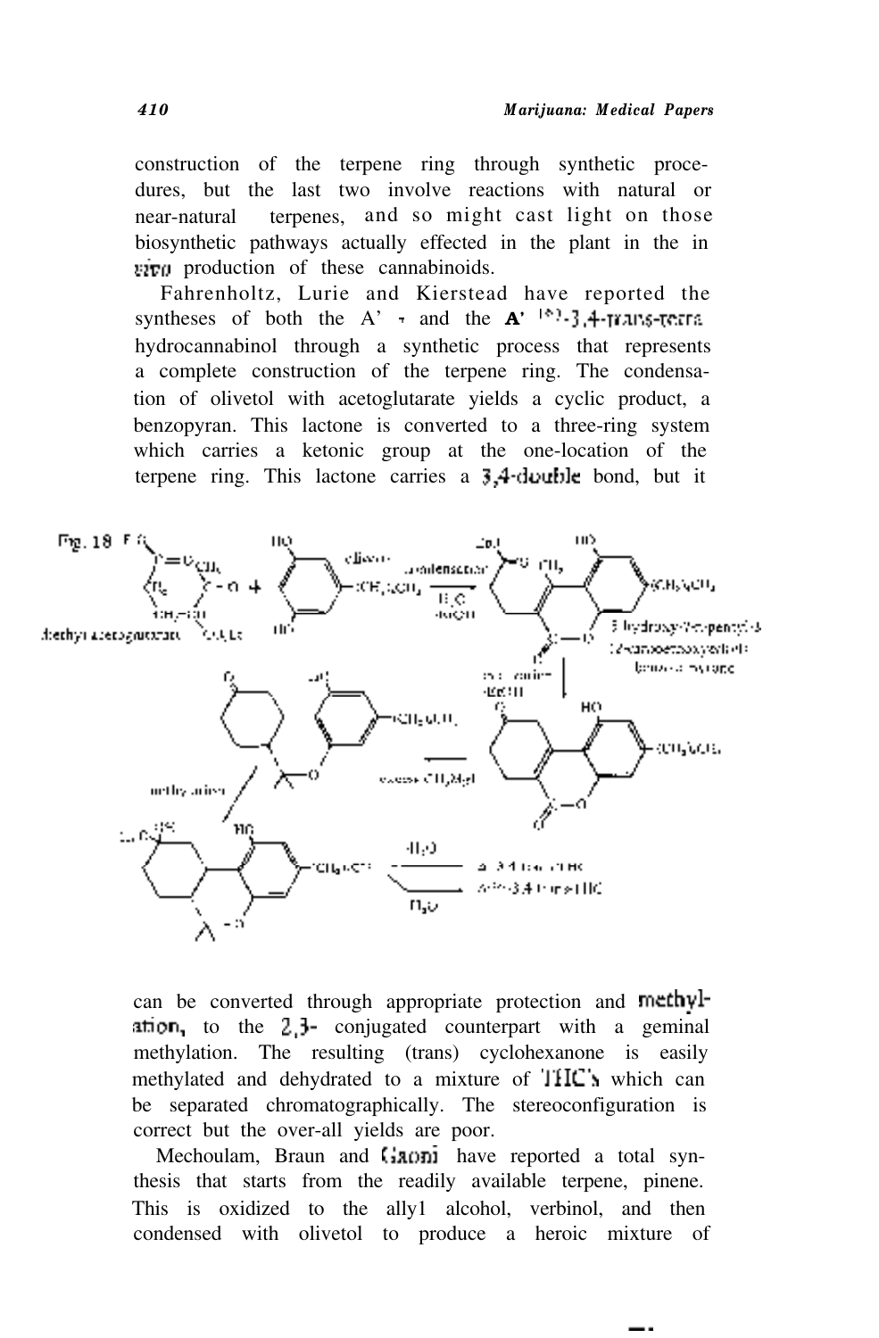construction of the terpene ring through synthetic procedures, but the last two involve reactions with natural or near-natural terpenes, and so might cast light on those biosynthetic pathways actually effected in the plant in the in vivo production of these cannabinoids.

Fahrenholtz, Lurie and Kierstead have reported the syntheses of both the $\Delta^1$- and the $\Delta^{1(6)}$-3,4-trans-tetrahydrocannabinol through a synthetic process that represents a complete construction of the terpene ring. The condensation of olivetol with acetoglutarate yields a cyclic product, a benzopyran. This lactone is converted to a three-ring system which carries a ketonic group at the one-location of the terpene ring. This lactone carries a 3,4-double bond, but it

Fig. 18

can be converted through appropriate protection and methylation, to the 2,3- conjugated counterpart with a geminal methylation. The resulting (trans) cyclohexanone is easily methylated and dehydrated to a mixture of THC's which can be separated chromatographically. The stereoconfiguration is correct but the over-all yields are poor.

Mechoulam, Braun and Gaoni have reported a total synthesis that starts from the readily available terpene, pinene. This is oxidized to the ally1 alcohol, verbinol, and then condensed with olivetol to produce a heroic mixture of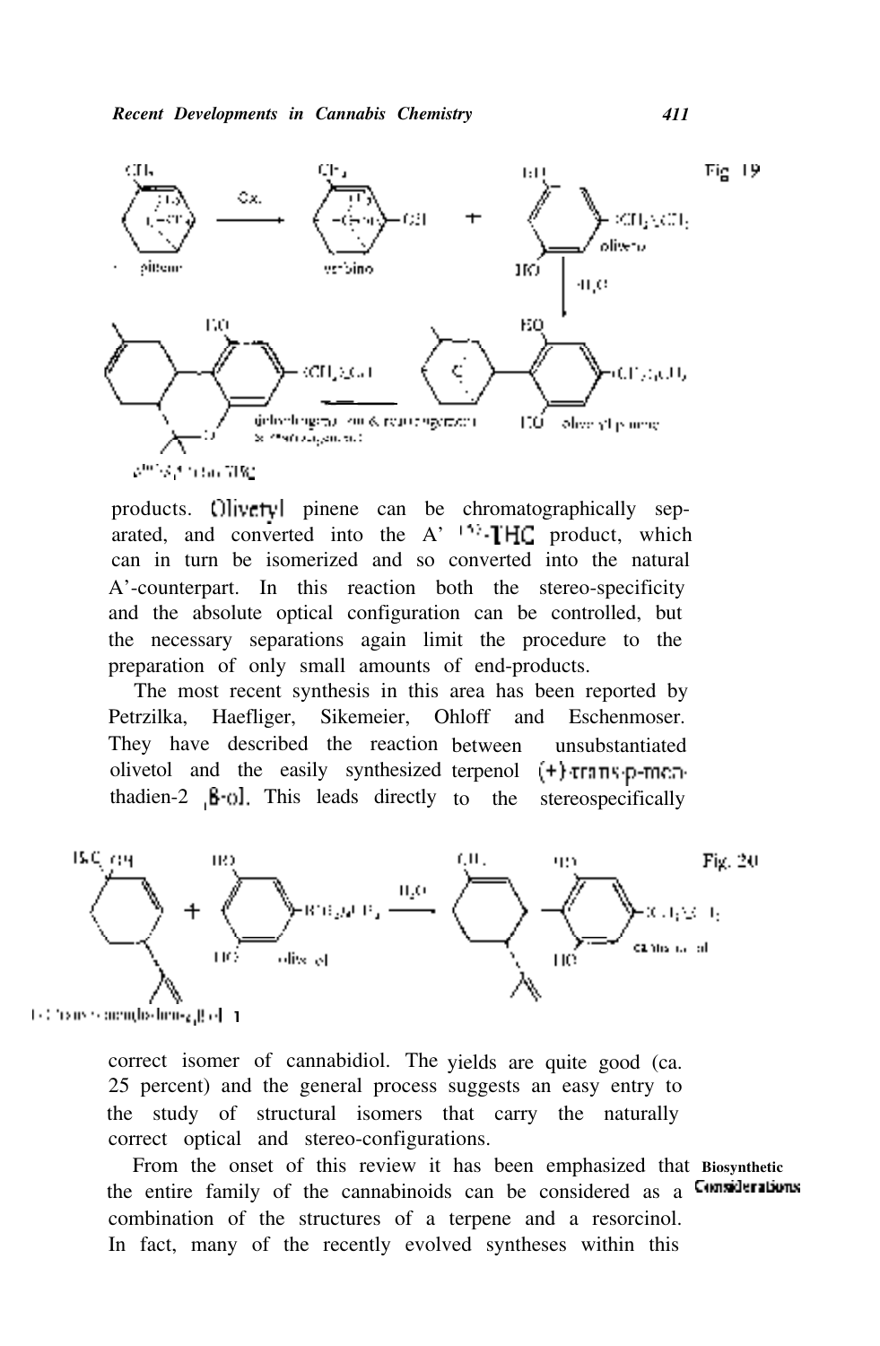Fig. 19

products. Olivetyl pinene can be chromatographically separated, and converted into the Δ' $^{1(6)}$-THC product, which can in turn be isomerized and so converted into the natural Δ'-counterpart. In this reaction both the stereo-specificity and the absolute optical configuration can be controlled, but the necessary separations again limit the procedure to the preparation of only small amounts of end-products.

The most recent synthesis in this area has been reported by Petrzilka, Haefliger, Sikemeier, Ohloff and Eschenmoser. They have described the reaction between unsubstantiated olivetol and the easily synthesized terpenol (+)-trans-p-menthadien-2 ,8-ol. This leads directly to the stereospecifically

Fig. 20

correct isomer of cannabidiol. The yields are quite good (ca. 25 percent) and the general process suggests an easy entry to the study of structural isomers that carry the naturally correct optical and stereo-configurations.

**Biosynthetic Considerations**

From the onset of this review it has been emphasized that the entire family of the cannabinoids can be considered as a combination of the structures of a terpene and a resorcinol. In fact, many of the recently evolved syntheses within this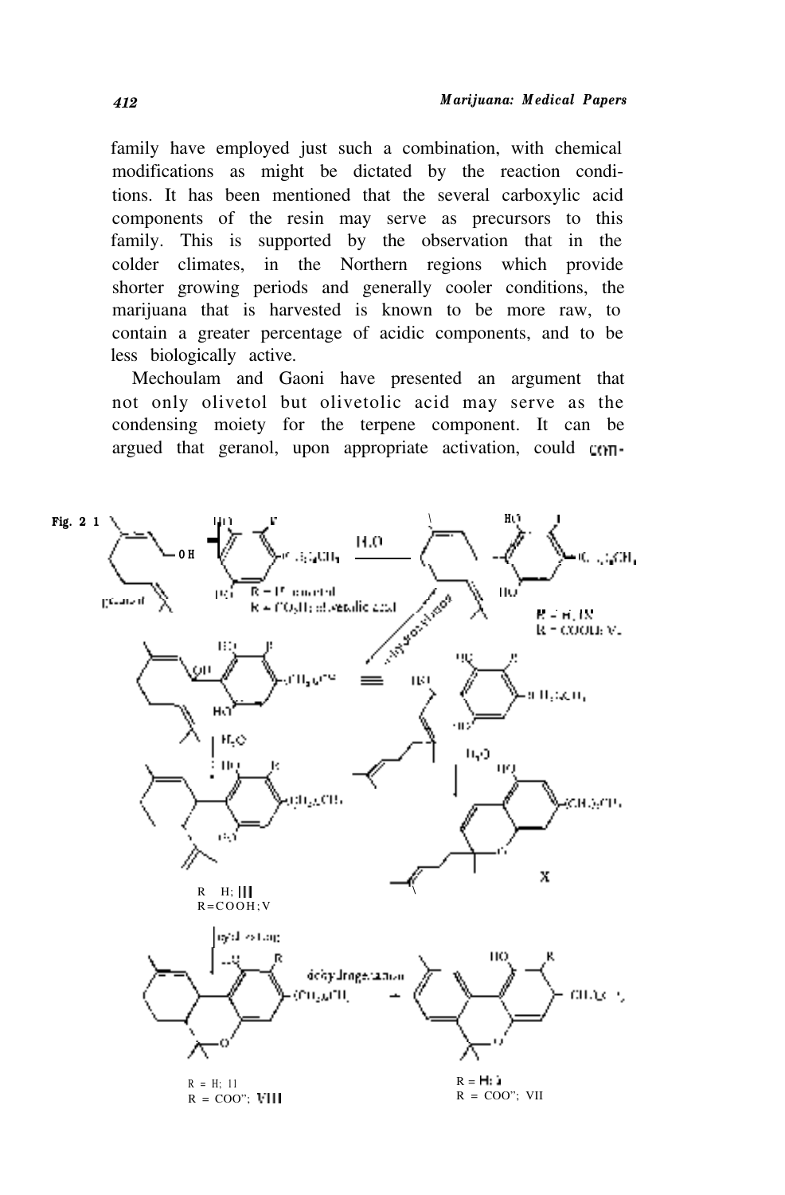family have employed just such a combination, with chemical modifications as might be dictated by the reaction conditions. It has been mentioned that the several carboxylic acid components of the resin may serve as precursors to this family. This is supported by the observation that in the colder climates, in the Northern regions which provide shorter growing periods and generally cooler conditions, the marijuana that is harvested is known to be more raw, to contain a greater percentage of acidic components, and to be less biologically active.

Mechoulam and Gaoni have presented an argument that not only olivetol but olivetolic acid may serve as the condensing moiety for the terpene component. It can be argued that geranol, upon appropriate activation, could com-

Fig. 2 1

geranol; R = H: olivetol; R = $CO_2H$: olivetolic acid; R = H; IX; R = COOH; VI; R H; III; R=COOH; V; X; cyclization; dehydrogenation; R = H; II; R = COO"; VIII; R = H; I; R = COO"; VII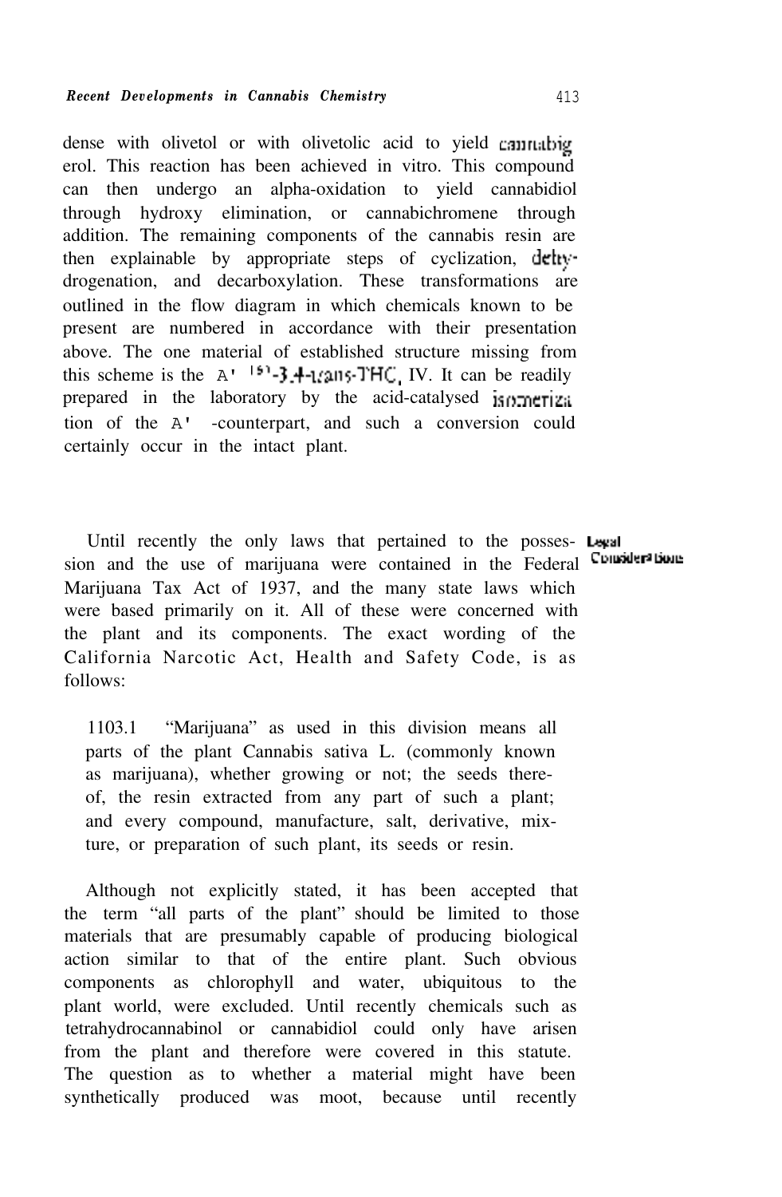dense with olivetol or with olivetolic acid to yield cannabigerol. This reaction has been achieved in vitro. This compound can then undergo an alpha-oxidation to yield cannabidiol through hydroxy elimination, or cannabichromene through addition. The remaining components of the cannabis resin are then explainable by appropriate steps of cyclization, dehydrogenation, and decarboxylation. These transformations are outlined in the flow diagram in which chemicals known to be present are numbered in accordance with their presentation above. The one material of established structure missing from this scheme is the $\Delta^{1(6)}$-3,4-trans-THC, IV. It can be readily prepared in the laboratory by the acid-catalysed isomerization of the $\Delta^{1}$-counterpart, and such a conversion could certainly occur in the intact plant.

**Legal Considerations**

Until recently the only laws that pertained to the possession and the use of marijuana were contained in the Federal Marijuana Tax Act of 1937, and the many state laws which were based primarily on it. All of these were concerned with the plant and its components. The exact wording of the California Narcotic Act, Health and Safety Code, is as follows:

> 1103.1 "Marijuana" as used in this division means all parts of the plant Cannabis sativa L. (commonly known as marijuana), whether growing or not; the seeds thereof, the resin extracted from any part of such a plant; and every compound, manufacture, salt, derivative, mixture, or preparation of such plant, its seeds or resin.

Although not explicitly stated, it has been accepted that the term "all parts of the plant" should be limited to those materials that are presumably capable of producing biological action similar to that of the entire plant. Such obvious components as chlorophyll and water, ubiquitous to the plant world, were excluded. Until recently chemicals such as tetrahydrocannabinol or cannabidiol could only have arisen from the plant and therefore were covered in this statute. The question as to whether a material might have been synthetically produced was moot, because until recently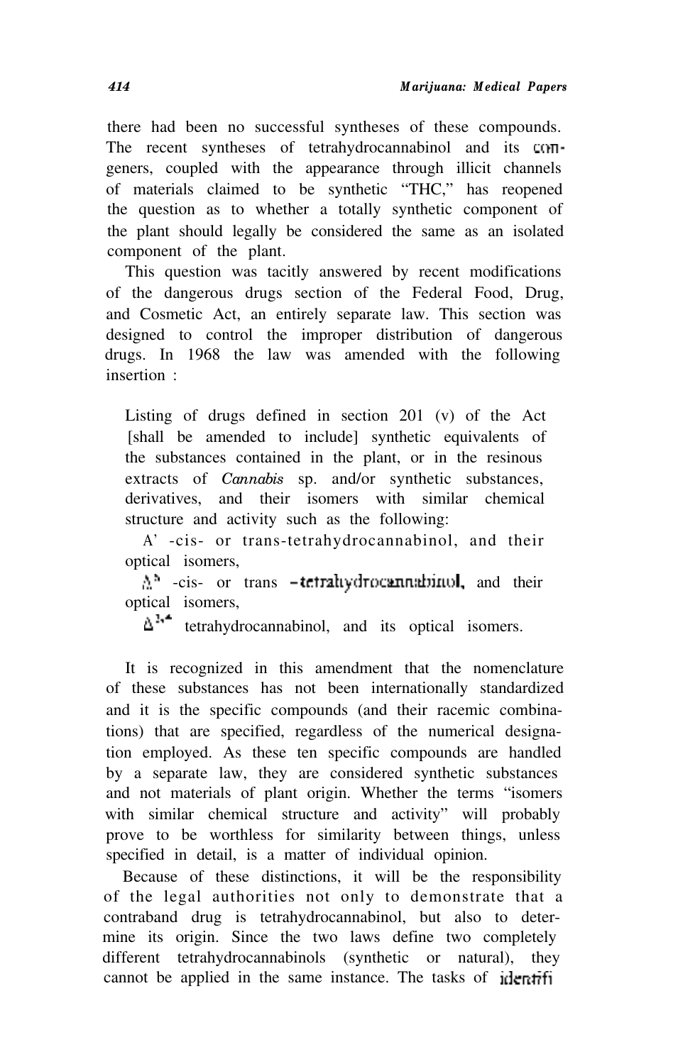there had been no successful syntheses of these compounds. The recent syntheses of tetrahydrocannabinol and its congeners, coupled with the appearance through illicit channels of materials claimed to be synthetic "THC," has reopened the question as to whether a totally synthetic component of the plant should legally be considered the same as an isolated component of the plant.

This question was tacitly answered by recent modifications of the dangerous drugs section of the Federal Food, Drug, and Cosmetic Act, an entirely separate law. This section was designed to control the improper distribution of dangerous drugs. In 1968 the law was amended with the following insertion :

> Listing of drugs defined in section 201 (v) of the Act [shall be amended to include] synthetic equivalents of the substances contained in the plant, or in the resinous extracts of *Cannabis* sp. and/or synthetic substances, derivatives, and their isomers with similar chemical structure and activity such as the following:
>
> $\Delta^1$ -cis- or trans-tetrahydrocannabinol, and their optical isomers,
>
> $\Delta^6$ -cis- or trans -tetrahydrocannabinol, and their optical isomers,
>
> $\Delta^{3,4}$ tetrahydrocannabinol, and its optical isomers.

It is recognized in this amendment that the nomenclature of these substances has not been internationally standardized and it is the specific compounds (and their racemic combinations) that are specified, regardless of the numerical designation employed. As these ten specific compounds are handled by a separate law, they are considered synthetic substances and not materials of plant origin. Whether the terms "isomers with similar chemical structure and activity" will probably prove to be worthless for similarity between things, unless specified in detail, is a matter of individual opinion.

Because of these distinctions, it will be the responsibility of the legal authorities not only to demonstrate that a contraband drug is tetrahydrocannabinol, but also to determine its origin. Since the two laws define two completely different tetrahydrocannabinols (synthetic or natural), they cannot be applied in the same instance. The tasks of identifi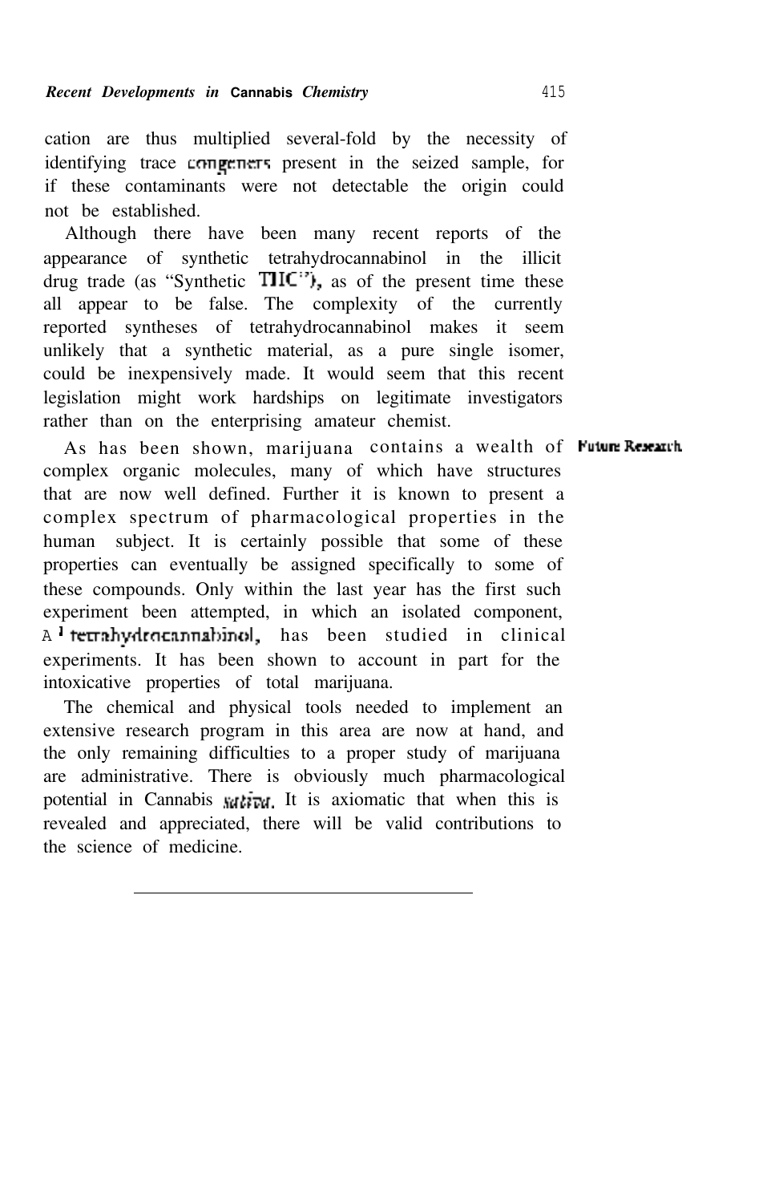cation are thus multiplied several-fold by the necessity of identifying trace congeners present in the seized sample, for if these contaminants were not detectable the origin could not be established.

Although there have been many recent reports of the appearance of synthetic tetrahydrocannabinol in the illicit drug trade (as "Synthetic THC"), as of the present time these all appear to be false. The complexity of the currently reported syntheses of tetrahydrocannabinol makes it seem unlikely that a synthetic material, as a pure single isomer, could be inexpensively made. It would seem that this recent legislation might work hardships on legitimate investigators rather than on the enterprising amateur chemist.

## Future Research

As has been shown, marijuana contains a wealth of complex organic molecules, many of which have structures that are now well defined. Further it is known to present a complex spectrum of pharmacological properties in the human subject. It is certainly possible that some of these properties can eventually be assigned specifically to some of these compounds. Only within the last year has the first such experiment been attempted, in which an isolated component, $\Delta^1$ tetrahydrocannabinol, has been studied in clinical experiments. It has been shown to account in part for the intoxicative properties of total marijuana.

The chemical and physical tools needed to implement an extensive research program in this area are now at hand, and the only remaining difficulties to a proper study of marijuana are administrative. There is obviously much pharmacological potential in Cannabis *sativa*. It is axiomatic that when this is revealed and appreciated, there will be valid contributions to the science of medicine.

---